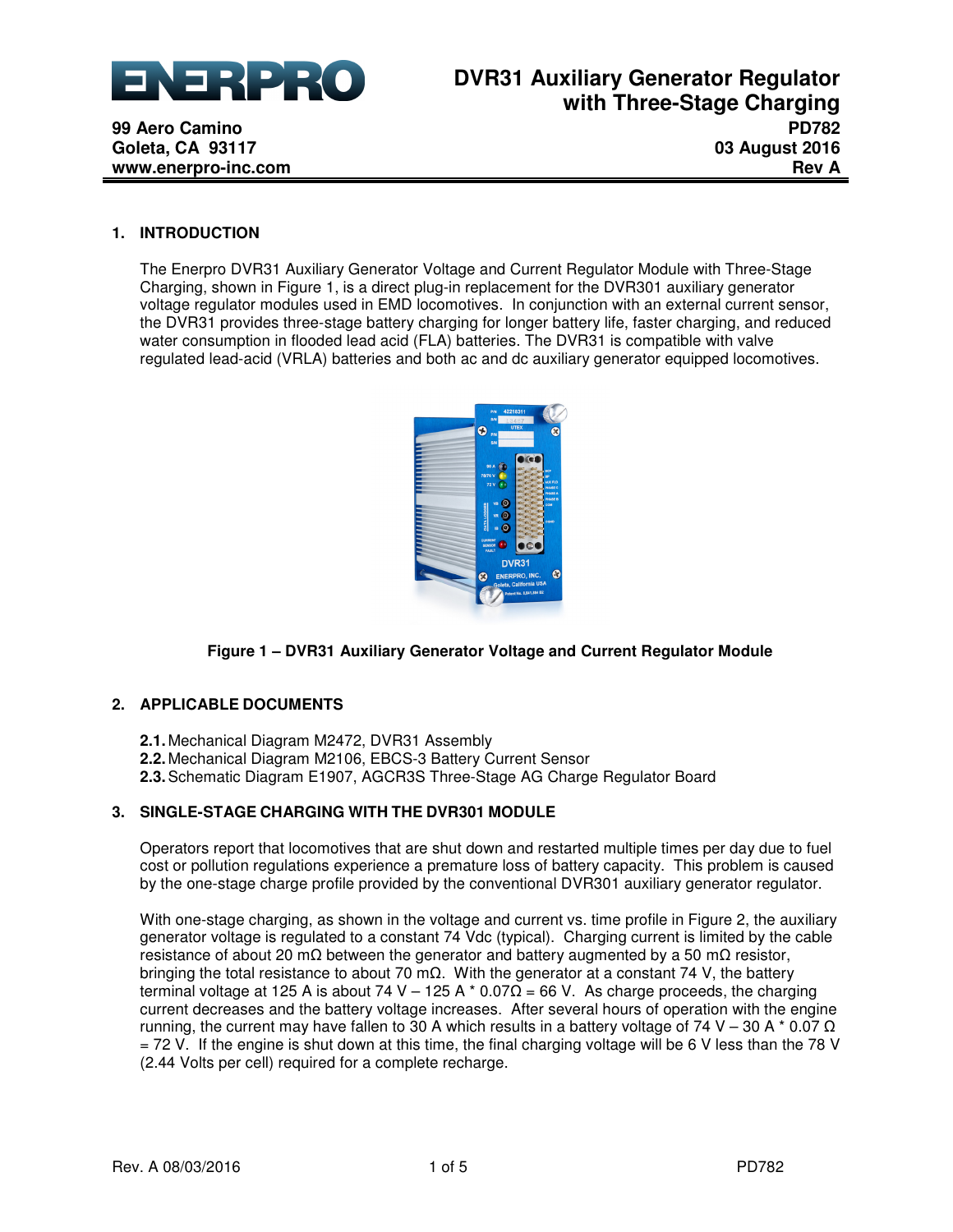**ENERPRO**

99 Aero Camino
Goleta, CA 93117
www.enerpro-inc.com

# DVR31 Auxiliary Generator Regulator with Three-Stage Charging

PD782
03 August 2016
Rev A

## 1. INTRODUCTION

The Enerpro DVR31 Auxiliary Generator Voltage and Current Regulator Module with Three-Stage Charging, shown in Figure 1, is a direct plug-in replacement for the DVR301 auxiliary generator voltage regulator modules used in EMD locomotives. In conjunction with an external current sensor, the DVR31 provides three-stage battery charging for longer battery life, faster charging, and reduced water consumption in flooded lead acid (FLA) batteries. The DVR31 is compatible with valve regulated lead-acid (VRLA) batteries and both ac and dc auxiliary generator equipped locomotives.

**Figure 1 – DVR31 Auxiliary Generator Voltage and Current Regulator Module**

## 2. APPLICABLE DOCUMENTS

**2.1.** Mechanical Diagram M2472, DVR31 Assembly
**2.2.** Mechanical Diagram M2106, EBCS-3 Battery Current Sensor
**2.3.** Schematic Diagram E1907, AGCR3S Three-Stage AG Charge Regulator Board

## 3. SINGLE-STAGE CHARGING WITH THE DVR301 MODULE

Operators report that locomotives that are shut down and restarted multiple times per day due to fuel cost or pollution regulations experience a premature loss of battery capacity. This problem is caused by the one-stage charge profile provided by the conventional DVR301 auxiliary generator regulator.

With one-stage charging, as shown in the voltage and current vs. time profile in Figure 2, the auxiliary generator voltage is regulated to a constant 74 Vdc (typical). Charging current is limited by the cable resistance of about 20 mΩ between the generator and battery augmented by a 50 mΩ resistor, bringing the total resistance to about 70 mΩ. With the generator at a constant 74 V, the battery terminal voltage at 125 A is about 74 V – 125 A * 0.07Ω = 66 V. As charge proceeds, the charging current decreases and the battery voltage increases. After several hours of operation with the engine running, the current may have fallen to 30 A which results in a battery voltage of 74 V – 30 A * 0.07 Ω = 72 V. If the engine is shut down at this time, the final charging voltage will be 6 V less than the 78 V (2.44 Volts per cell) required for a complete recharge.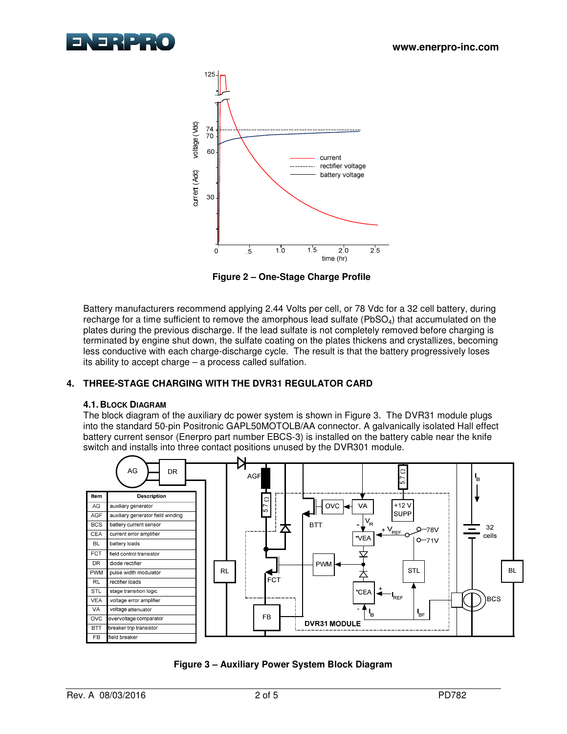**Figure 2 – One-Stage Charge Profile**

Battery manufacturers recommend applying 2.44 Volts per cell, or 78 Vdc for a 32 cell battery, during recharge for a time sufficient to remove the amorphous lead sulfate ($PbSO_4$) that accumulated on the plates during the previous discharge. If the lead sulfate is not completely removed before charging is terminated by engine shut down, the sulfate coating on the plates thickens and crystallizes, becoming less conductive with each charge-discharge cycle. The result is that the battery progressively loses its ability to accept charge – a process called sulfation.

## 4. THREE-STAGE CHARGING WITH THE DVR31 REGULATOR CARD

### 4.1. Block Diagram

The block diagram of the auxiliary dc power system is shown in Figure 3. The DVR31 module plugs into the standard 50-pin Positronic GAPL50MOTOLB/AA connector. A galvanically isolated Hall effect battery current sensor (Enerpro part number EBCS-3) is installed on the battery cable near the knife switch and installs into three contact positions unused by the DVR301 module.

| Item | Description |
|---|---|
| AG | auxiliary generator |
| AGF | auxiliary generator field winding |
| BCS | battery current sensor |
| CEA | current error amplifier |
| BL | battery loads |
| FCT | field control transistor |
| DR | diode rectifier |
| PWM | pulse width modulator |
| RL | rectifier loads |
| STL | stage transition logic |
| VEA | voltage error amplifier |
| VA | voltage attenuator |
| OVC | overvoltage comparator |
| BTT | breaker trip transistor |
| FB | field breaker |

**Figure 3 – Auxiliary Power System Block Diagram**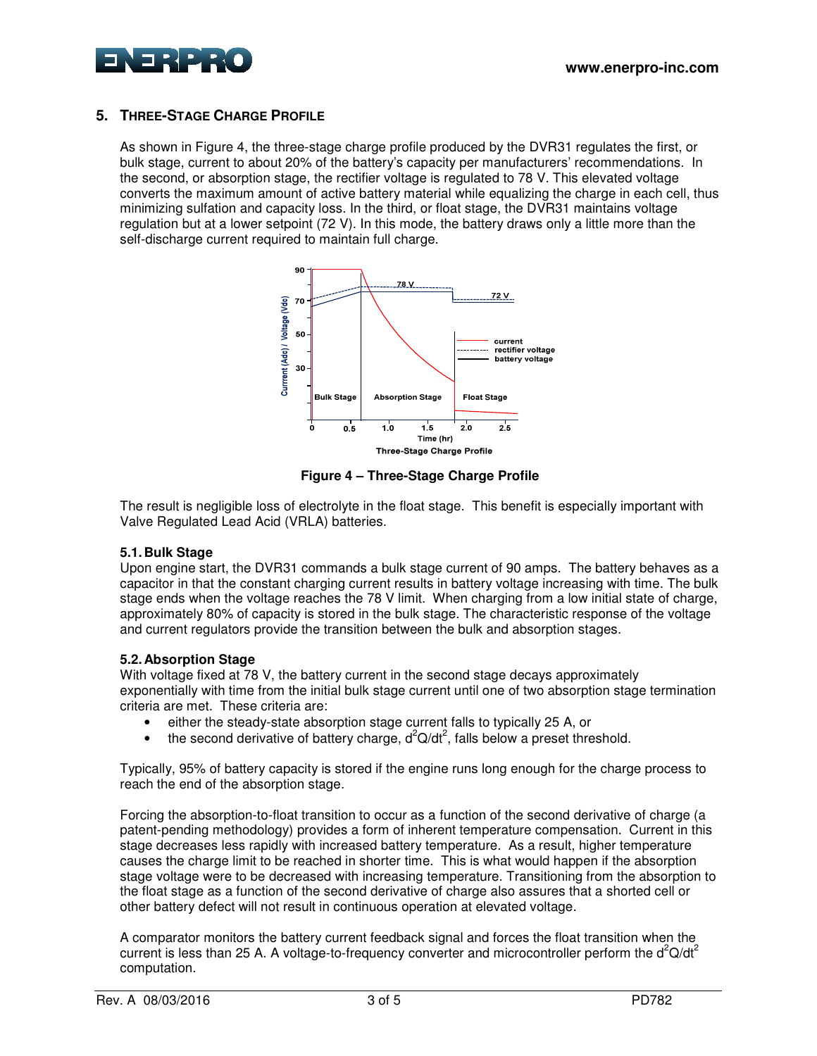## 5. Three-Stage Charge Profile

As shown in Figure 4, the three-stage charge profile produced by the DVR31 regulates the first, or bulk stage, current to about 20% of the battery's capacity per manufacturers' recommendations. In the second, or absorption stage, the rectifier voltage is regulated to 78 V. This elevated voltage converts the maximum amount of active battery material while equalizing the charge in each cell, thus minimizing sulfation and capacity loss. In the third, or float stage, the DVR31 maintains voltage regulation but at a lower setpoint (72 V). In this mode, the battery draws only a little more than the self-discharge current required to maintain full charge.

**Figure 4 – Three-Stage Charge Profile**

The result is negligible loss of electrolyte in the float stage. This benefit is especially important with Valve Regulated Lead Acid (VRLA) batteries.

### 5.1. Bulk Stage

Upon engine start, the DVR31 commands a bulk stage current of 90 amps. The battery behaves as a capacitor in that the constant charging current results in battery voltage increasing with time. The bulk stage ends when the voltage reaches the 78 V limit. When charging from a low initial state of charge, approximately 80% of capacity is stored in the bulk stage. The characteristic response of the voltage and current regulators provide the transition between the bulk and absorption stages.

### 5.2. Absorption Stage

With voltage fixed at 78 V, the battery current in the second stage decays approximately exponentially with time from the initial bulk stage current until one of two absorption stage termination criteria are met. These criteria are:

- either the steady-state absorption stage current falls to typically 25 A, or
- the second derivative of battery charge, $d^2Q/dt^2$, falls below a preset threshold.

Typically, 95% of battery capacity is stored if the engine runs long enough for the charge process to reach the end of the absorption stage.

Forcing the absorption-to-float transition to occur as a function of the second derivative of charge (a patent-pending methodology) provides a form of inherent temperature compensation. Current in this stage decreases less rapidly with increased battery temperature. As a result, higher temperature causes the charge limit to be reached in shorter time. This is what would happen if the absorption stage voltage were to be decreased with increasing temperature. Transitioning from the absorption to the float stage as a function of the second derivative of charge also assures that a shorted cell or other battery defect will not result in continuous operation at elevated voltage.

A comparator monitors the battery current feedback signal and forces the float transition when the current is less than 25 A. A voltage-to-frequency converter and microcontroller perform the $d^2Q/dt^2$ computation.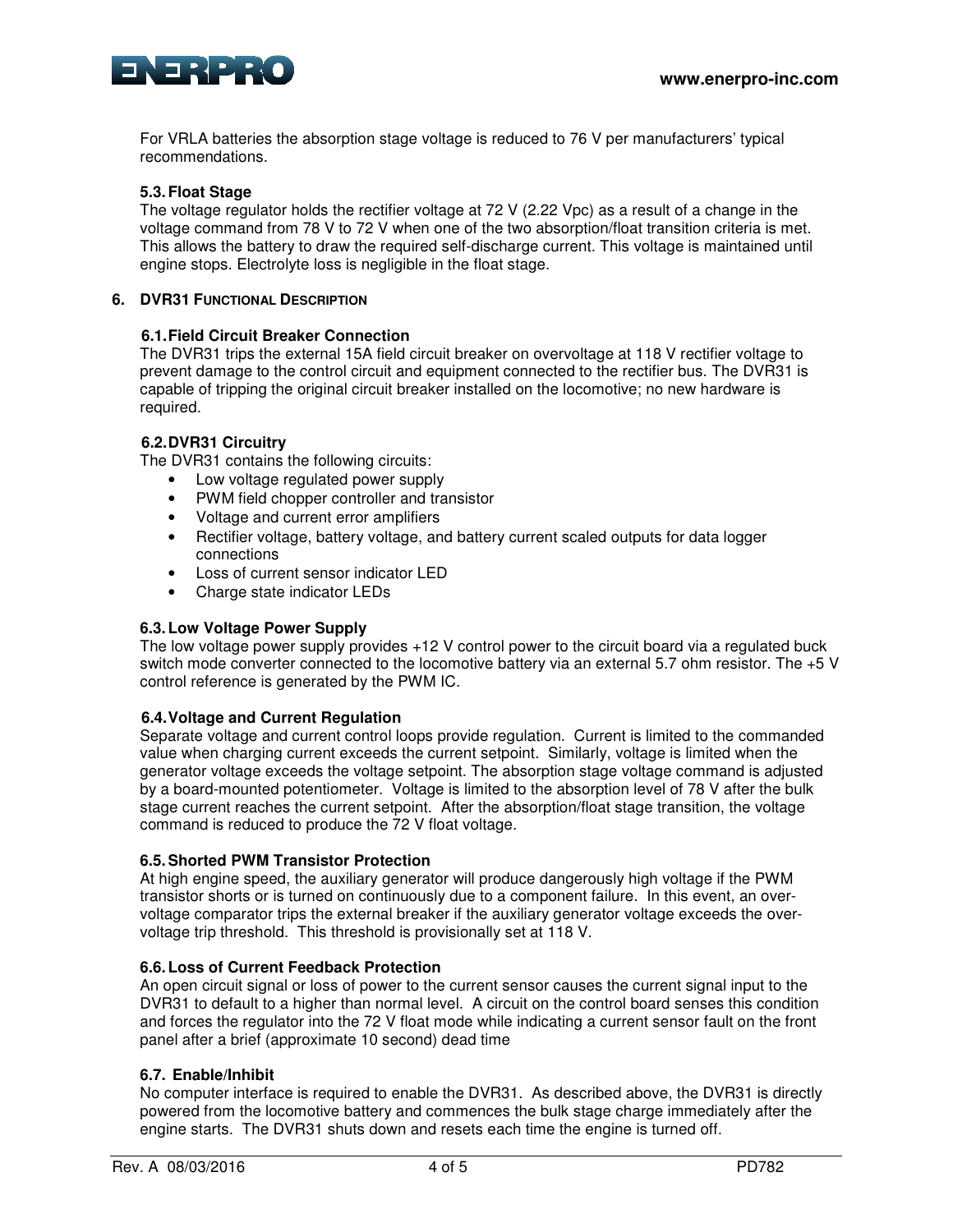For VRLA batteries the absorption stage voltage is reduced to 76 V per manufacturers' typical recommendations.

### 5.3. Float Stage

The voltage regulator holds the rectifier voltage at 72 V (2.22 Vpc) as a result of a change in the voltage command from 78 V to 72 V when one of the two absorption/float transition criteria is met. This allows the battery to draw the required self-discharge current. This voltage is maintained until engine stops. Electrolyte loss is negligible in the float stage.

## 6. DVR31 Functional Description

### 6.1. Field Circuit Breaker Connection

The DVR31 trips the external 15A field circuit breaker on overvoltage at 118 V rectifier voltage to prevent damage to the control circuit and equipment connected to the rectifier bus. The DVR31 is capable of tripping the original circuit breaker installed on the locomotive; no new hardware is required.

### 6.2. DVR31 Circuitry

The DVR31 contains the following circuits:

- Low voltage regulated power supply
- PWM field chopper controller and transistor
- Voltage and current error amplifiers
- Rectifier voltage, battery voltage, and battery current scaled outputs for data logger connections
- Loss of current sensor indicator LED
- Charge state indicator LEDs

### 6.3. Low Voltage Power Supply

The low voltage power supply provides +12 V control power to the circuit board via a regulated buck switch mode converter connected to the locomotive battery via an external 5.7 ohm resistor. The +5 V control reference is generated by the PWM IC.

### 6.4. Voltage and Current Regulation

Separate voltage and current control loops provide regulation. Current is limited to the commanded value when charging current exceeds the current setpoint. Similarly, voltage is limited when the generator voltage exceeds the voltage setpoint. The absorption stage voltage command is adjusted by a board-mounted potentiometer. Voltage is limited to the absorption level of 78 V after the bulk stage current reaches the current setpoint. After the absorption/float stage transition, the voltage command is reduced to produce the 72 V float voltage.

### 6.5. Shorted PWM Transistor Protection

At high engine speed, the auxiliary generator will produce dangerously high voltage if the PWM transistor shorts or is turned on continuously due to a component failure. In this event, an over-voltage comparator trips the external breaker if the auxiliary generator voltage exceeds the over-voltage trip threshold. This threshold is provisionally set at 118 V.

### 6.6. Loss of Current Feedback Protection

An open circuit signal or loss of power to the current sensor causes the current signal input to the DVR31 to default to a higher than normal level. A circuit on the control board senses this condition and forces the regulator into the 72 V float mode while indicating a current sensor fault on the front panel after a brief (approximate 10 second) dead time

### 6.7. Enable/Inhibit

No computer interface is required to enable the DVR31. As described above, the DVR31 is directly powered from the locomotive battery and commences the bulk stage charge immediately after the engine starts. The DVR31 shuts down and resets each time the engine is turned off.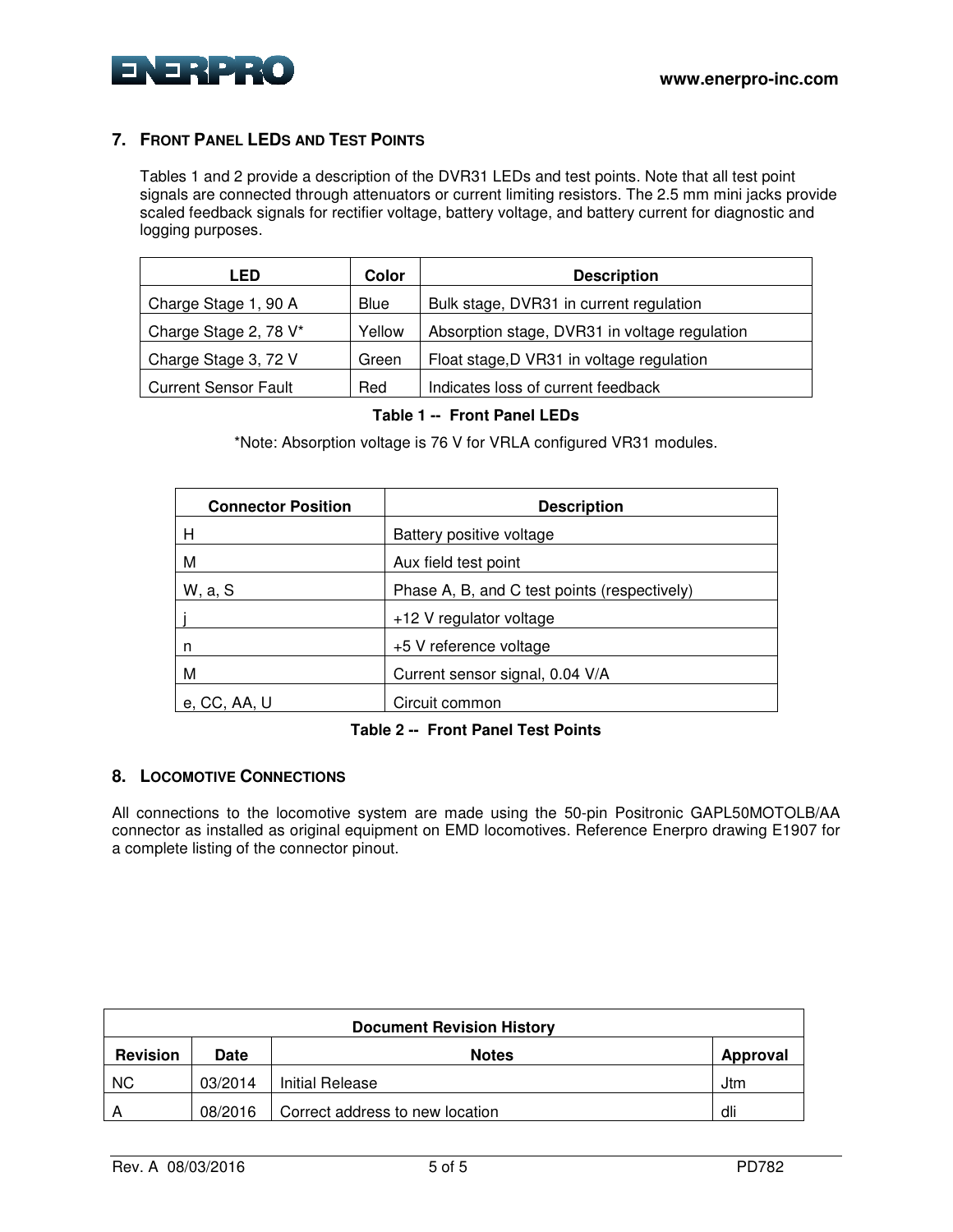## 7. FRONT PANEL LEDS AND TEST POINTS

Tables 1 and 2 provide a description of the DVR31 LEDs and test points. Note that all test point signals are connected through attenuators or current limiting resistors. The 2.5 mm mini jacks provide scaled feedback signals for rectifier voltage, battery voltage, and battery current for diagnostic and logging purposes.

| LED | Color | Description |
|---|---|---|
| Charge Stage 1, 90 A | Blue | Bulk stage, DVR31 in current regulation |
| Charge Stage 2, 78 V* | Yellow | Absorption stage, DVR31 in voltage regulation |
| Charge Stage 3, 72 V | Green | Float stage,D VR31 in voltage regulation |
| Current Sensor Fault | Red | Indicates loss of current feedback |

**Table 1 -- Front Panel LEDs**

*Note: Absorption voltage is 76 V for VRLA configured VR31 modules.

| Connector Position | Description |
|---|---|
| H | Battery positive voltage |
| M | Aux field test point |
| W, a, S | Phase A, B, and C test points (respectively) |
| j | +12 V regulator voltage |
| n | +5 V reference voltage |
| M | Current sensor signal, 0.04 V/A |
| e, CC, AA, U | Circuit common |

**Table 2 -- Front Panel Test Points**

## 8. LOCOMOTIVE CONNECTIONS

All connections to the locomotive system are made using the 50-pin Positronic GAPL50MOTOLB/AA connector as installed as original equipment on EMD locomotives. Reference Enerpro drawing E1907 for a complete listing of the connector pinout.

| Document Revision History | | | |
|---|---|---|---|
| Revision | Date | Notes | Approval |
| NC | 03/2014 | Initial Release | Jtm |
| A | 08/2016 | Correct address to new location | dli |